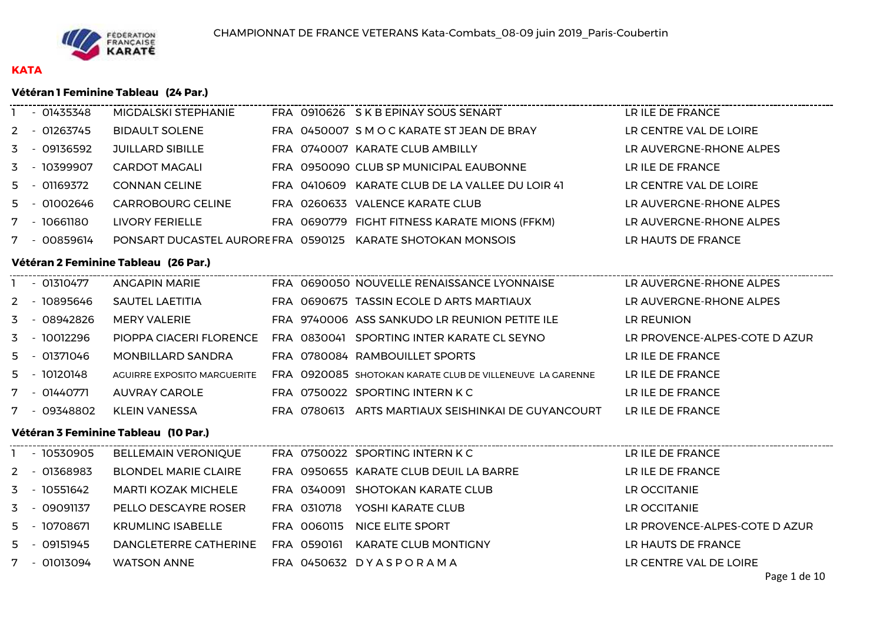CHAMPIONNAT DE FRANCE VETERANS Kata-Combats_08-09 juin 2019_Paris-Coubertin

**KATA**

### Vétéran 1 Feminine Tableau (24 Par.)

| | | | | | | |
|---|---|---|---|---|---|---|
| 1 | - 01435348 | MIGDALSKI STEPHANIE | FRA | 0910626 | S K B EPINAY SOUS SENART | LR ILE DE FRANCE |
| 2 | - 01263745 | BIDAULT SOLENE | FRA | 0450007 | S M O C KARATE ST JEAN DE BRAY | LR CENTRE VAL DE LOIRE |
| 3 | - 09136592 | JUILLARD SIBILLE | FRA | 0740007 | KARATE CLUB AMBILLY | LR AUVERGNE-RHONE ALPES |
| 3 | - 10399907 | CARDOT MAGALI | FRA | 0950090 | CLUB SP MUNICIPAL EAUBONNE | LR ILE DE FRANCE |
| 5 | - 01169372 | CONNAN CELINE | FRA | 0410609 | KARATE CLUB DE LA VALLEE DU LOIR 41 | LR CENTRE VAL DE LOIRE |
| 5 | - 01002646 | CARROBOURG CELINE | FRA | 0260633 | VALENCE KARATE CLUB | LR AUVERGNE-RHONE ALPES |
| 7 | - 10661180 | LIVORY FERIELLE | FRA | 0690779 | FIGHT FITNESS KARATE MIONS (FFKM) | LR AUVERGNE-RHONE ALPES |
| 7 | - 00859614 | PONSART DUCASTEL AURORE | FRA | 0590125 | KARATE SHOTOKAN MONSOIS | LR HAUTS DE FRANCE |

### Vétéran 2 Feminine Tableau (26 Par.)

| | | | | | | |
|---|---|---|---|---|---|---|
| 1 | - 01310477 | ANGAPIN MARIE | FRA | 0690050 | NOUVELLE RENAISSANCE LYONNAISE | LR AUVERGNE-RHONE ALPES |
| 2 | - 10895646 | SAUTEL LAETITIA | FRA | 0690675 | TASSIN ECOLE D ARTS MARTIAUX | LR AUVERGNE-RHONE ALPES |
| 3 | - 08942826 | MERY VALERIE | FRA | 9740006 | ASS SANKUDO LR REUNION PETITE ILE | LR REUNION |
| 3 | - 10012296 | PIOPPA CIACERI FLORENCE | FRA | 0830041 | SPORTING INTER KARATE CL SEYNO | LR PROVENCE-ALPES-COTE D AZUR |
| 5 | - 01371046 | MONBILLARD SANDRA | FRA | 0780084 | RAMBOUILLET SPORTS | LR ILE DE FRANCE |
| 5 | - 10120148 | AGUIRRE EXPOSITO MARGUERITE | FRA | 0920085 | SHOTOKAN KARATE CLUB DE VILLENEUVE LA GARENNE | LR ILE DE FRANCE |
| 7 | - 01440771 | AUVRAY CAROLE | FRA | 0750022 | SPORTING INTERN K C | LR ILE DE FRANCE |
| 7 | - 09348802 | KLEIN VANESSA | FRA | 0780613 | ARTS MARTIAUX SEISHINKAI DE GUYANCOURT | LR ILE DE FRANCE |

### Vétéran 3 Feminine Tableau (10 Par.)

| | | | | | | |
|---|---|---|---|---|---|---|
| 1 | - 10530905 | BELLEMAIN VERONIQUE | FRA | 0750022 | SPORTING INTERN K C | LR ILE DE FRANCE |
| 2 | - 01368983 | BLONDEL MARIE CLAIRE | FRA | 0950655 | KARATE CLUB DEUIL LA BARRE | LR ILE DE FRANCE |
| 3 | - 10551642 | MARTI KOZAK MICHELE | FRA | 0340091 | SHOTOKAN KARATE CLUB | LR OCCITANIE |
| 3 | - 09091137 | PELLO DESCAYRE ROSER | FRA | 0310718 | YOSHI KARATE CLUB | LR OCCITANIE |
| 5 | - 10708671 | KRUMLING ISABELLE | FRA | 0060115 | NICE ELITE SPORT | LR PROVENCE-ALPES-COTE D AZUR |
| 5 | - 09151945 | DANGLETERRE CATHERINE | FRA | 0590161 | KARATE CLUB MONTIGNY | LR HAUTS DE FRANCE |
| 7 | - 01013094 | WATSON ANNE | FRA | 0450632 | D Y A S P O R A M A | LR CENTRE VAL DE LOIRE |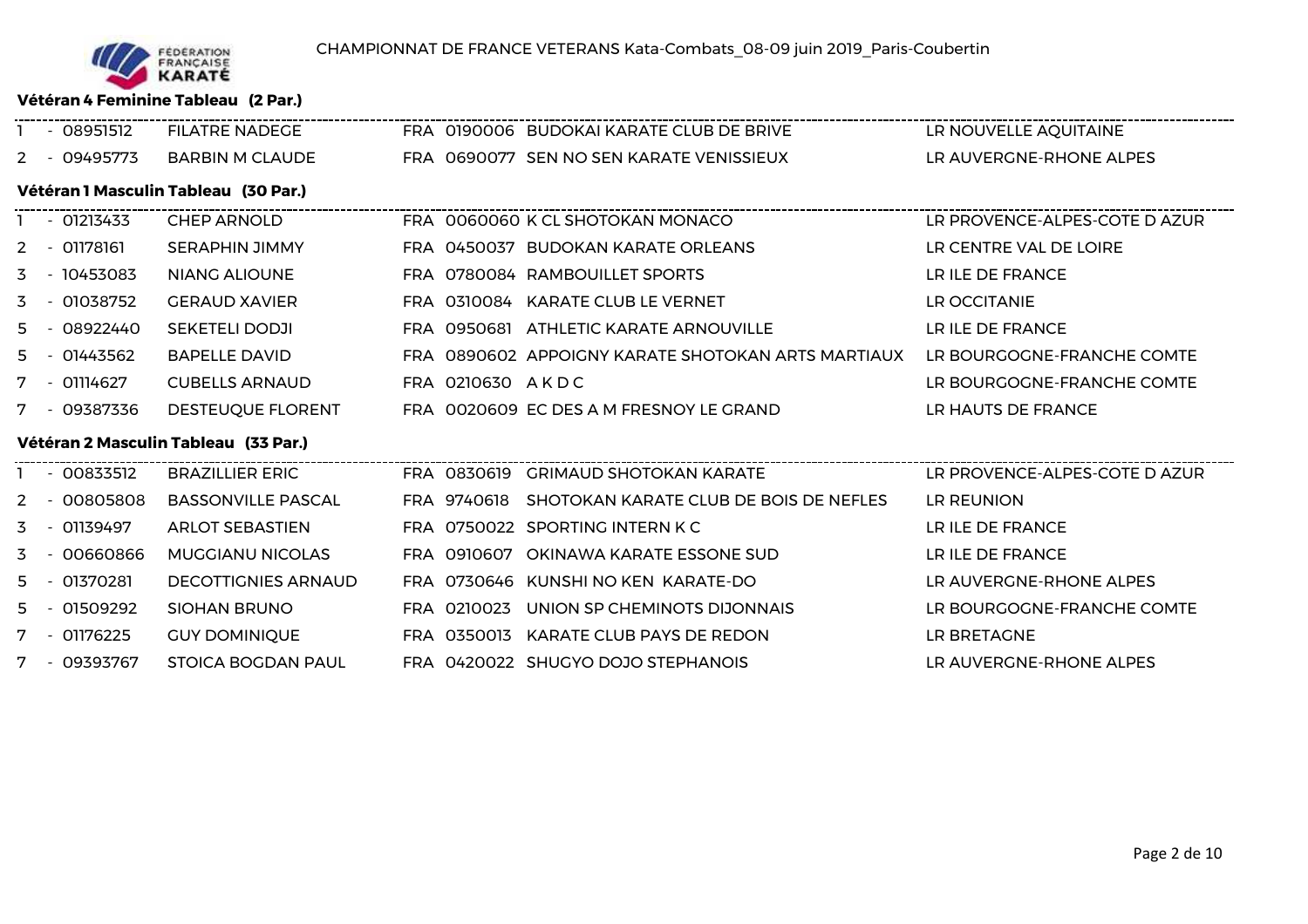CHAMPIONNAT DE FRANCE VETERANS Kata-Combats_08-09 juin 2019_Paris-Coubertin

### Vétéran 4 Feminine Tableau (2 Par.)

| | | | | | | |
|---|---|---|---|---|---|---|
| 1 | - 08951512 | FILATRE NADEGE | FRA | 0190006 | BUDOKAI KARATE CLUB DE BRIVE | LR NOUVELLE AQUITAINE |
| 2 | - 09495773 | BARBIN M CLAUDE | FRA | 0690077 | SEN NO SEN KARATE VENISSIEUX | LR AUVERGNE-RHONE ALPES |

### Vétéran 1 Masculin Tableau (30 Par.)

| | | | | | | |
|---|---|---|---|---|---|---|
| 1 | - 01213433 | CHEP ARNOLD | FRA | 0060060 | K CL SHOTOKAN MONACO | LR PROVENCE-ALPES-COTE D AZUR |
| 2 | - 01178161 | SERAPHIN JIMMY | FRA | 0450037 | BUDOKAN KARATE ORLEANS | LR CENTRE VAL DE LOIRE |
| 3 | - 10453083 | NIANG ALIOUNE | FRA | 0780084 | RAMBOUILLET SPORTS | LR ILE DE FRANCE |
| 3 | - 01038752 | GERAUD XAVIER | FRA | 0310084 | KARATE CLUB LE VERNET | LR OCCITANIE |
| 5 | - 08922440 | SEKETELI DODJI | FRA | 0950681 | ATHLETIC KARATE ARNOUVILLE | LR ILE DE FRANCE |
| 5 | - 01443562 | BAPELLE DAVID | FRA | 0890602 | APPOIGNY KARATE SHOTOKAN ARTS MARTIAUX | LR BOURGOGNE-FRANCHE COMTE |
| 7 | - 01114627 | CUBELLS ARNAUD | FRA | 0210630 | A K D C | LR BOURGOGNE-FRANCHE COMTE |
| 7 | - 09387336 | DESTEUQUE FLORENT | FRA | 0020609 | EC DES A M FRESNOY LE GRAND | LR HAUTS DE FRANCE |

### Vétéran 2 Masculin Tableau (33 Par.)

| | | | | | | |
|---|---|---|---|---|---|---|
| 1 | - 00833512 | BRAZILLIER ERIC | FRA | 0830619 | GRIMAUD SHOTOKAN KARATE | LR PROVENCE-ALPES-COTE D AZUR |
| 2 | - 00805808 | BASSONVILLE PASCAL | FRA | 9740618 | SHOTOKAN KARATE CLUB DE BOIS DE NEFLES | LR REUNION |
| 3 | - 01139497 | ARLOT SEBASTIEN | FRA | 0750022 | SPORTING INTERN K C | LR ILE DE FRANCE |
| 3 | - 00660866 | MUGGIANU NICOLAS | FRA | 0910607 | OKINAWA KARATE ESSONE SUD | LR ILE DE FRANCE |
| 5 | - 01370281 | DECOTTIGNIES ARNAUD | FRA | 0730646 | KUNSHI NO KEN KARATE-DO | LR AUVERGNE-RHONE ALPES |
| 5 | - 01509292 | SIOHAN BRUNO | FRA | 0210023 | UNION SP CHEMINOTS DIJONNAIS | LR BOURGOGNE-FRANCHE COMTE |
| 7 | - 01176225 | GUY DOMINIQUE | FRA | 0350013 | KARATE CLUB PAYS DE REDON | LR BRETAGNE |
| 7 | - 09393767 | STOICA BOGDAN PAUL | FRA | 0420022 | SHUGYO DOJO STEPHANOIS | LR AUVERGNE-RHONE ALPES |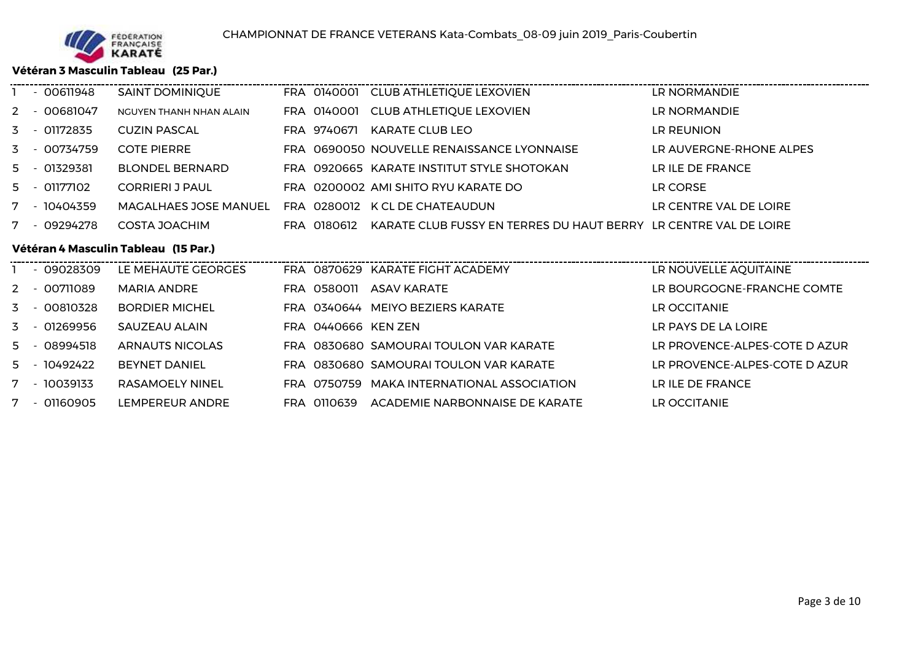CHAMPIONNAT DE FRANCE VETERANS Kata-Combats_08-09 juin 2019_Paris-Coubertin

**Vétéran 3 Masculin Tableau (25 Par.)**

| | | | | | |
|---|---|---|---|---|---|
| 1 | - 00611948 | SAINT DOMINIQUE | FRA 0140001 | CLUB ATHLETIQUE LEXOVIEN | LR NORMANDIE |
| 2 | - 00681047 | NGUYEN THANH NHAN ALAIN | FRA 0140001 | CLUB ATHLETIQUE LEXOVIEN | LR NORMANDIE |
| 3 | - 01172835 | CUZIN PASCAL | FRA 9740671 | KARATE CLUB LEO | LR REUNION |
| 3 | - 00734759 | COTE PIERRE | FRA 0690050 | NOUVELLE RENAISSANCE LYONNAISE | LR AUVERGNE-RHONE ALPES |
| 5 | - 01329381 | BLONDEL BERNARD | FRA 0920665 | KARATE INSTITUT STYLE SHOTOKAN | LR ILE DE FRANCE |
| 5 | - 01177102 | CORRIERI J PAUL | FRA 0200002 | AMI SHITO RYU KARATE DO | LR CORSE |
| 7 | - 10404359 | MAGALHAES JOSE MANUEL | FRA 0280012 | K CL DE CHATEAUDUN | LR CENTRE VAL DE LOIRE |
| 7 | - 09294278 | COSTA JOACHIM | FRA 0180612 | KARATE CLUB FUSSY EN TERRES DU HAUT BERRY | LR CENTRE VAL DE LOIRE |

**Vétéran 4 Masculin Tableau (15 Par.)**

| | | | | | |
|---|---|---|---|---|---|
| 1 | - 09028309 | LE MEHAUTE GEORGES | FRA 0870629 | KARATE FIGHT ACADEMY | LR NOUVELLE AQUITAINE |
| 2 | - 00711089 | MARIA ANDRE | FRA 0580011 | ASAV KARATE | LR BOURGOGNE-FRANCHE COMTE |
| 3 | - 00810328 | BORDIER MICHEL | FRA 0340644 | MEIYO BEZIERS KARATE | LR OCCITANIE |
| 3 | - 01269956 | SAUZEAU ALAIN | FRA 0440666 | KEN ZEN | LR PAYS DE LA LOIRE |
| 5 | - 08994518 | ARNAUTS NICOLAS | FRA 0830680 | SAMOURAI TOULON VAR KARATE | LR PROVENCE-ALPES-COTE D AZUR |
| 5 | - 10492422 | BEYNET DANIEL | FRA 0830680 | SAMOURAI TOULON VAR KARATE | LR PROVENCE-ALPES-COTE D AZUR |
| 7 | - 10039133 | RASAMOELY NINEL | FRA 0750759 | MAKA INTERNATIONAL ASSOCIATION | LR ILE DE FRANCE |
| 7 | - 01160905 | LEMPEREUR ANDRE | FRA 0110639 | ACADEMIE NARBONNAISE DE KARATE | LR OCCITANIE |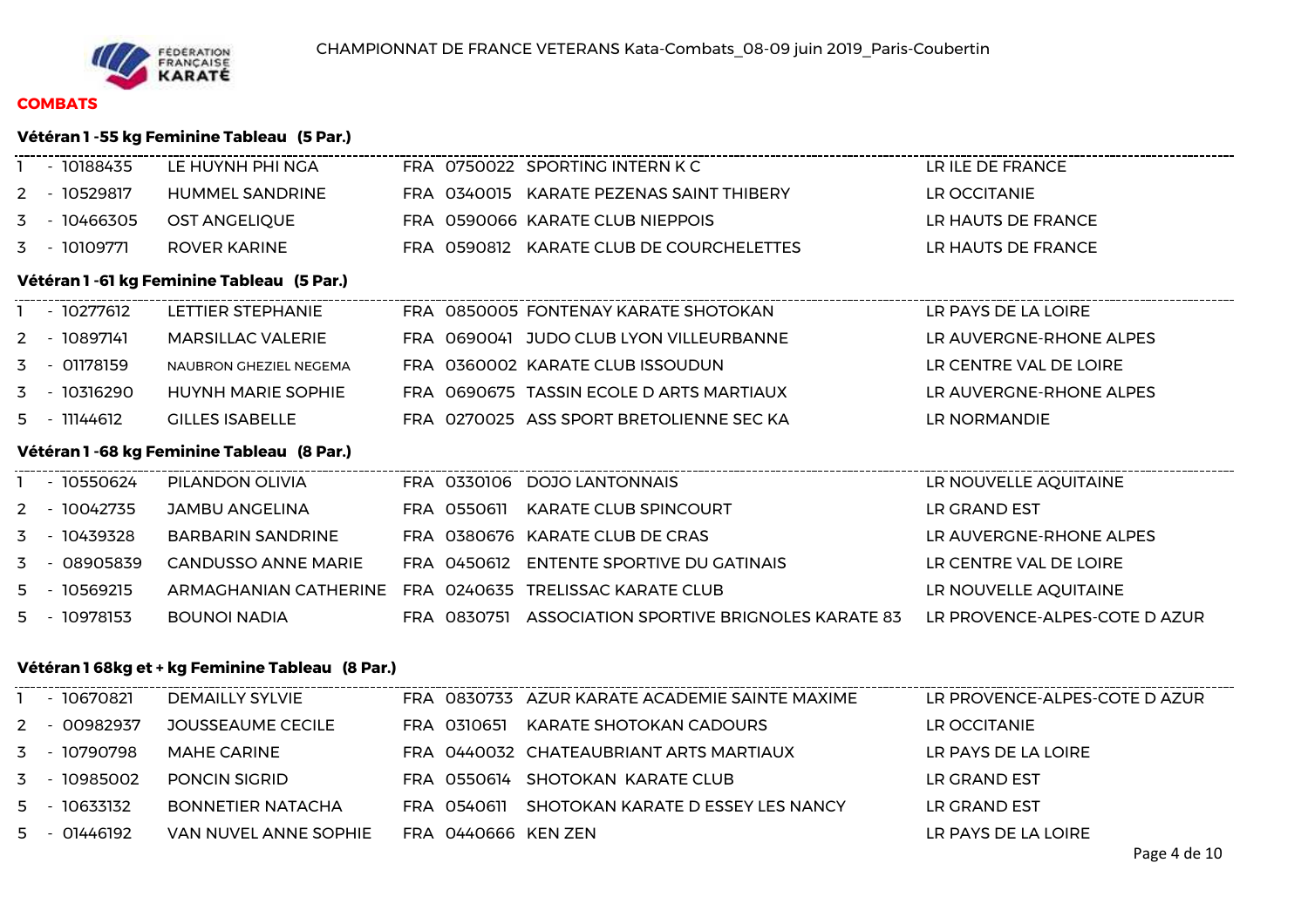CHAMPIONNAT DE FRANCE VETERANS Kata-Combats_08-09 juin 2019_Paris-Coubertin

## COMBATS

### Vétéran 1 -55 kg Feminine Tableau (5 Par.)

| | | | | | |
|---|---|---|---|---|---|
| 1 | - 10188435 | LE HUYNH PHI NGA | FRA 0750022 | SPORTING INTERN K C | LR ILE DE FRANCE |
| 2 | - 10529817 | HUMMEL SANDRINE | FRA 0340015 | KARATE PEZENAS SAINT THIBERY | LR OCCITANIE |
| 3 | - 10466305 | OST ANGELIQUE | FRA 0590066 | KARATE CLUB NIEPPOIS | LR HAUTS DE FRANCE |
| 3 | - 10109771 | ROVER KARINE | FRA 0590812 | KARATE CLUB DE COURCHELETTES | LR HAUTS DE FRANCE |

### Vétéran 1 -61 kg Feminine Tableau (5 Par.)

| | | | | | |
|---|---|---|---|---|---|
| 1 | - 10277612 | LETTIER STEPHANIE | FRA 0850005 | FONTENAY KARATE SHOTOKAN | LR PAYS DE LA LOIRE |
| 2 | - 10897141 | MARSILLAC VALERIE | FRA 0690041 | JUDO CLUB LYON VILLEURBANNE | LR AUVERGNE-RHONE ALPES |
| 3 | - 01178159 | NAUBRON GHEZIEL NEGEMA | FRA 0360002 | KARATE CLUB ISSOUDUN | LR CENTRE VAL DE LOIRE |
| 3 | - 10316290 | HUYNH MARIE SOPHIE | FRA 0690675 | TASSIN ECOLE D ARTS MARTIAUX | LR AUVERGNE-RHONE ALPES |
| 5 | - 11144612 | GILLES ISABELLE | FRA 0270025 | ASS SPORT BRETOLIENNE SEC KA | LR NORMANDIE |

### Vétéran 1 -68 kg Feminine Tableau (8 Par.)

| | | | | | |
|---|---|---|---|---|---|
| 1 | - 10550624 | PILANDON OLIVIA | FRA 0330106 | DOJO LANTONNAIS | LR NOUVELLE AQUITAINE |
| 2 | - 10042735 | JAMBU ANGELINA | FRA 0550611 | KARATE CLUB SPINCOURT | LR GRAND EST |
| 3 | - 10439328 | BARBARIN SANDRINE | FRA 0380676 | KARATE CLUB DE CRAS | LR AUVERGNE-RHONE ALPES |
| 3 | - 08905839 | CANDUSSO ANNE MARIE | FRA 0450612 | ENTENTE SPORTIVE DU GATINAIS | LR CENTRE VAL DE LOIRE |
| 5 | - 10569215 | ARMAGHANIAN CATHERINE | FRA 0240635 | TRELISSAC KARATE CLUB | LR NOUVELLE AQUITAINE |
| 5 | - 10978153 | BOUNOI NADIA | FRA 0830751 | ASSOCIATION SPORTIVE BRIGNOLES KARATE 83 | LR PROVENCE-ALPES-COTE D AZUR |

### Vétéran 1 68kg et + kg Feminine Tableau (8 Par.)

| | | | | | |
|---|---|---|---|---|---|
| 1 | - 10670821 | DEMAILLY SYLVIE | FRA 0830733 | AZUR KARATE ACADEMIE SAINTE MAXIME | LR PROVENCE-ALPES-COTE D AZUR |
| 2 | - 00982937 | JOUSSEAUME CECILE | FRA 0310651 | KARATE SHOTOKAN CADOURS | LR OCCITANIE |
| 3 | - 10790798 | MAHE CARINE | FRA 0440032 | CHATEAUBRIANT ARTS MARTIAUX | LR PAYS DE LA LOIRE |
| 3 | - 10985002 | PONCIN SIGRID | FRA 0550614 | SHOTOKAN KARATE CLUB | LR GRAND EST |
| 5 | - 10633132 | BONNETIER NATACHA | FRA 0540611 | SHOTOKAN KARATE D ESSEY LES NANCY | LR GRAND EST |
| 5 | - 01446192 | VAN NUVEL ANNE SOPHIE | FRA 0440666 | KEN ZEN | LR PAYS DE LA LOIRE |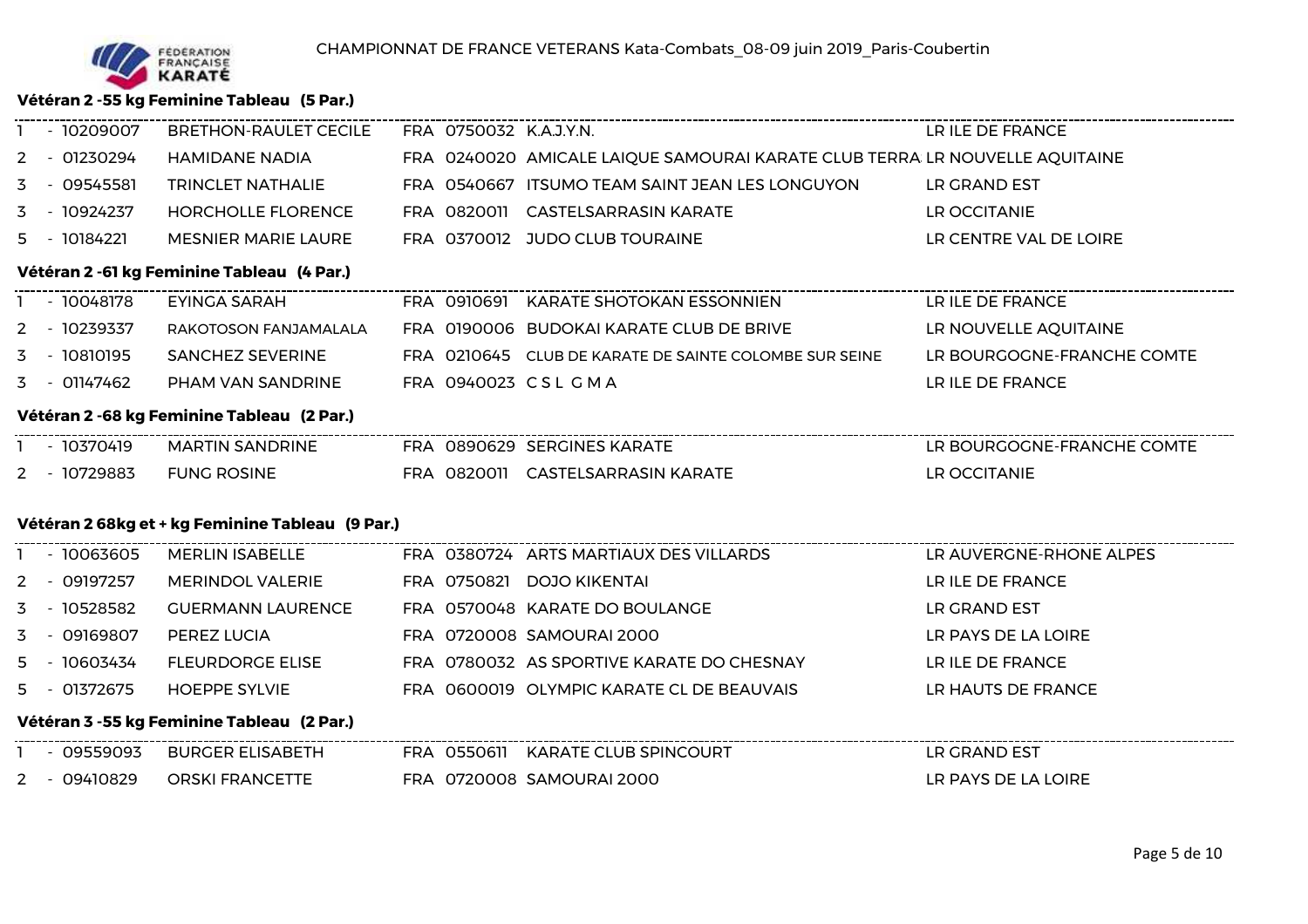CHAMPIONNAT DE FRANCE VETERANS Kata-Combats_08-09 juin 2019_Paris-Coubertin

**Vétéran 2 -55 kg Feminine Tableau (5 Par.)**

| | | | | | | |
|---|---|---|---|---|---|---|
| 1 | - 10209007 | BRETHON-RAULET CECILE | FRA | 0750032 | K.A.J.Y.N. | LR ILE DE FRANCE |
| 2 | - 01230294 | HAMIDANE NADIA | FRA | 0240020 | AMICALE LAIQUE SAMOURAI KARATE CLUB TERRA | LR NOUVELLE AQUITAINE |
| 3 | - 09545581 | TRINCLET NATHALIE | FRA | 0540667 | ITSUMO TEAM SAINT JEAN LES LONGUYON | LR GRAND EST |
| 3 | - 10924237 | HORCHOLLE FLORENCE | FRA | 0820011 | CASTELSARRASIN KARATE | LR OCCITANIE |
| 5 | - 10184221 | MESNIER MARIE LAURE | FRA | 0370012 | JUDO CLUB TOURAINE | LR CENTRE VAL DE LOIRE |

**Vétéran 2 -61 kg Feminine Tableau (4 Par.)**

| | | | | | | |
|---|---|---|---|---|---|---|
| 1 | - 10048178 | EYINGA SARAH | FRA | 0910691 | KARATE SHOTOKAN ESSONNIEN | LR ILE DE FRANCE |
| 2 | - 10239337 | RAKOTOSON FANJAMALALA | FRA | 0190006 | BUDOKAI KARATE CLUB DE BRIVE | LR NOUVELLE AQUITAINE |
| 3 | - 10810195 | SANCHEZ SEVERINE | FRA | 0210645 | CLUB DE KARATE DE SAINTE COLOMBE SUR SEINE | LR BOURGOGNE-FRANCHE COMTE |
| 3 | - 01147462 | PHAM VAN SANDRINE | FRA | 0940023 | C S L G M A | LR ILE DE FRANCE |

**Vétéran 2 -68 kg Feminine Tableau (2 Par.)**

| | | | | | | |
|---|---|---|---|---|---|---|
| 1 | - 10370419 | MARTIN SANDRINE | FRA | 0890629 | SERGINES KARATE | LR BOURGOGNE-FRANCHE COMTE |
| 2 | - 10729883 | FUNG ROSINE | FRA | 0820011 | CASTELSARRASIN KARATE | LR OCCITANIE |

**Vétéran 2 68kg et + kg Feminine Tableau (9 Par.)**

| | | | | | | |
|---|---|---|---|---|---|---|
| 1 | - 10063605 | MERLIN ISABELLE | FRA | 0380724 | ARTS MARTIAUX DES VILLARDS | LR AUVERGNE-RHONE ALPES |
| 2 | - 09197257 | MERINDOL VALERIE | FRA | 0750821 | DOJO KIKENTAI | LR ILE DE FRANCE |
| 3 | - 10528582 | GUERMANN LAURENCE | FRA | 0570048 | KARATE DO BOULANGE | LR GRAND EST |
| 3 | - 09169807 | PEREZ LUCIA | FRA | 0720008 | SAMOURAI 2000 | LR PAYS DE LA LOIRE |
| 5 | - 10603434 | FLEURDORGE ELISE | FRA | 0780032 | AS SPORTIVE KARATE DO CHESNAY | LR ILE DE FRANCE |
| 5 | - 01372675 | HOEPPE SYLVIE | FRA | 0600019 | OLYMPIC KARATE CL DE BEAUVAIS | LR HAUTS DE FRANCE |

**Vétéran 3 -55 kg Feminine Tableau (2 Par.)**

| | | | | | | |
|---|---|---|---|---|---|---|
| 1 | - 09559093 | BURGER ELISABETH | FRA | 0550611 | KARATE CLUB SPINCOURT | LR GRAND EST |
| 2 | - 09410829 | ORSKI FRANCETTE | FRA | 0720008 | SAMOURAI 2000 | LR PAYS DE LA LOIRE |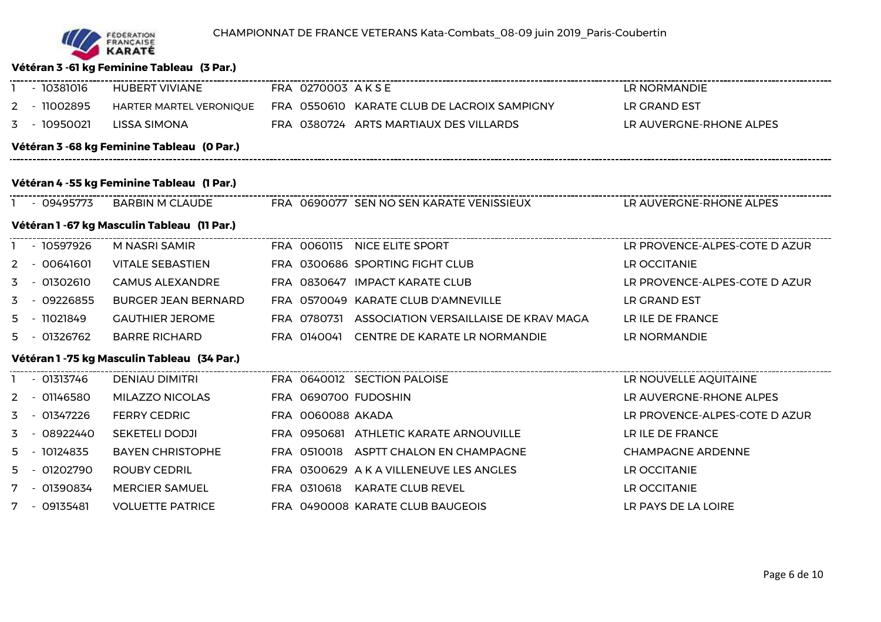CHAMPIONNAT DE FRANCE VETERANS Kata-Combats_08-09 juin 2019_Paris-Coubertin

### Vétéran 3 -61 kg Feminine Tableau (3 Par.)

| | | | | | | |
|---|---|---|---|---|---|---|
| 1 | - 10381016 | HUBERT VIVIANE | FRA | 0270003 | A K S E | LR NORMANDIE |
| 2 | - 11002895 | HARTER MARTEL VERONIQUE | FRA | 0550610 | KARATE CLUB DE LACROIX SAMPIGNY | LR GRAND EST |
| 3 | - 10950021 | LISSA SIMONA | FRA | 0380724 | ARTS MARTIAUX DES VILLARDS | LR AUVERGNE-RHONE ALPES |

### Vétéran 3 -68 kg Feminine Tableau (0 Par.)

### Vétéran 4 -55 kg Feminine Tableau (1 Par.)

| | | | | | | |
|---|---|---|---|---|---|---|
| 1 | - 09495773 | BARBIN M CLAUDE | FRA | 0690077 | SEN NO SEN KARATE VENISSIEUX | LR AUVERGNE-RHONE ALPES |

### Vétéran 1 -67 kg Masculin Tableau (11 Par.)

| | | | | | | |
|---|---|---|---|---|---|---|
| 1 | - 10597926 | M NASRI SAMIR | FRA | 0060115 | NICE ELITE SPORT | LR PROVENCE-ALPES-COTE D AZUR |
| 2 | - 00641601 | VITALE SEBASTIEN | FRA | 0300686 | SPORTING FIGHT CLUB | LR OCCITANIE |
| 3 | - 01302610 | CAMUS ALEXANDRE | FRA | 0830647 | IMPACT KARATE CLUB | LR PROVENCE-ALPES-COTE D AZUR |
| 3 | - 09226855 | BURGER JEAN BERNARD | FRA | 0570049 | KARATE CLUB D'AMNEVILLE | LR GRAND EST |
| 5 | - 11021849 | GAUTHIER JEROME | FRA | 0780731 | ASSOCIATION VERSAILLAISE DE KRAV MAGA | LR ILE DE FRANCE |
| 5 | - 01326762 | BARRE RICHARD | FRA | 0140041 | CENTRE DE KARATE LR NORMANDIE | LR NORMANDIE |

### Vétéran 1 -75 kg Masculin Tableau (34 Par.)

| | | | | | | |
|---|---|---|---|---|---|---|
| 1 | - 01313746 | DENIAU DIMITRI | FRA | 0640012 | SECTION PALOISE | LR NOUVELLE AQUITAINE |
| 2 | - 01146580 | MILAZZO NICOLAS | FRA | 0690700 | FUDOSHIN | LR AUVERGNE-RHONE ALPES |
| 3 | - 01347226 | FERRY CEDRIC | FRA | 0060088 | AKADA | LR PROVENCE-ALPES-COTE D AZUR |
| 3 | - 08922440 | SEKETELI DODJI | FRA | 0950681 | ATHLETIC KARATE ARNOUVILLE | LR ILE DE FRANCE |
| 5 | - 10124835 | BAYEN CHRISTOPHE | FRA | 0510018 | ASPTT CHALON EN CHAMPAGNE | CHAMPAGNE ARDENNE |
| 5 | - 01202790 | ROUBY CEDRIL | FRA | 0300629 | A K A VILLENEUVE LES ANGLES | LR OCCITANIE |
| 7 | - 01390834 | MERCIER SAMUEL | FRA | 0310618 | KARATE CLUB REVEL | LR OCCITANIE |
| 7 | - 09135481 | VOLUETTE PATRICE | FRA | 0490008 | KARATE CLUB BAUGEOIS | LR PAYS DE LA LOIRE |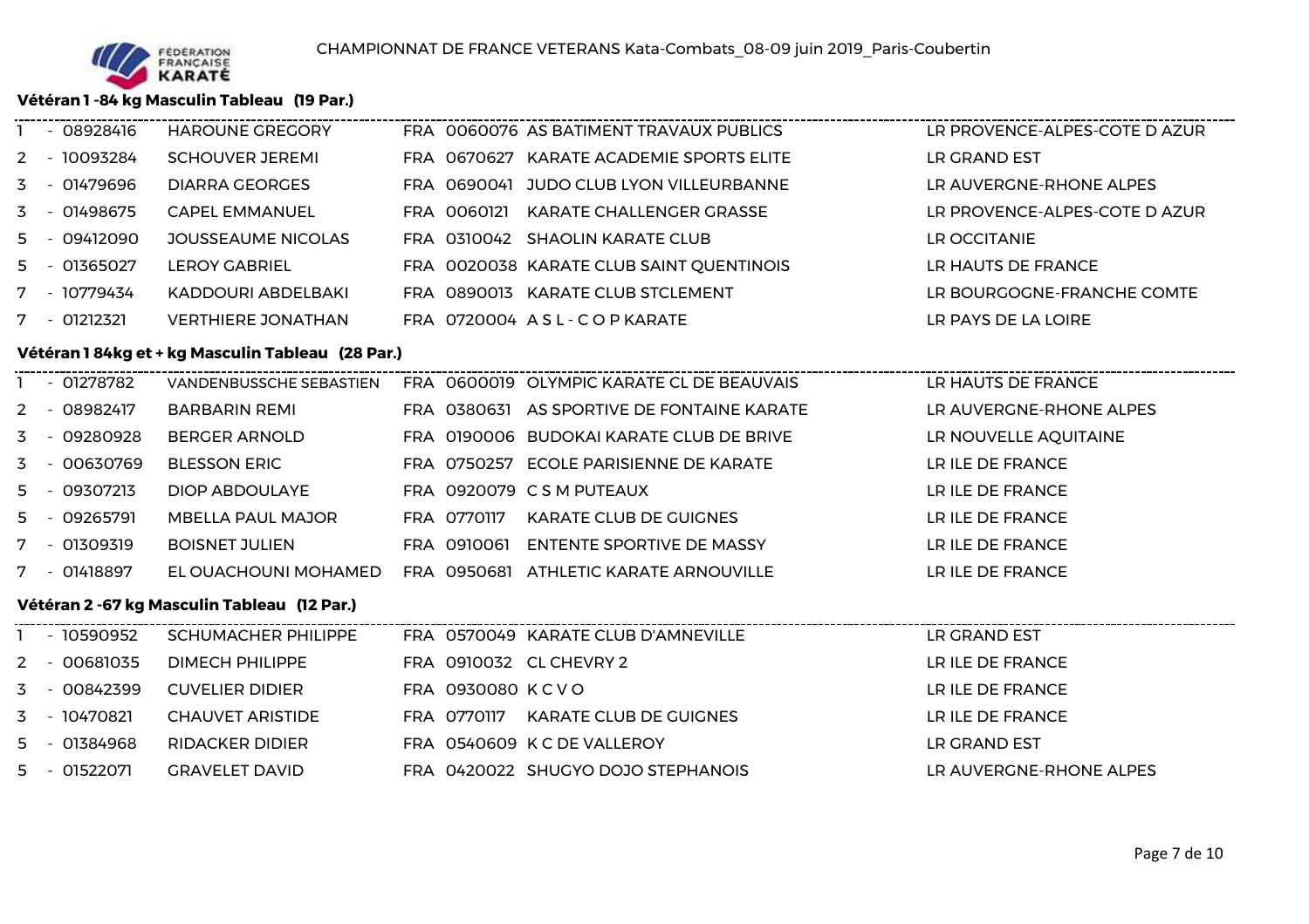CHAMPIONNAT DE FRANCE VETERANS Kata-Combats_08-09 juin 2019_Paris-Coubertin

### Vétéran 1 -84 kg Masculin Tableau (19 Par.)

| | | | | | | |
|---|---|---|---|---|---|---|
| 1 | - 08928416 | HAROUNE GREGORY | FRA | 0060076 | AS BATIMENT TRAVAUX PUBLICS | LR PROVENCE-ALPES-COTE D AZUR |
| 2 | - 10093284 | SCHOUVER JEREMI | FRA | 0670627 | KARATE ACADEMIE SPORTS ELITE | LR GRAND EST |
| 3 | - 01479696 | DIARRA GEORGES | FRA | 0690041 | JUDO CLUB LYON VILLEURBANNE | LR AUVERGNE-RHONE ALPES |
| 3 | - 01498675 | CAPEL EMMANUEL | FRA | 0060121 | KARATE CHALLENGER GRASSE | LR PROVENCE-ALPES-COTE D AZUR |
| 5 | - 09412090 | JOUSSEAUME NICOLAS | FRA | 0310042 | SHAOLIN KARATE CLUB | LR OCCITANIE |
| 5 | - 01365027 | LEROY GABRIEL | FRA | 0020038 | KARATE CLUB SAINT QUENTINOIS | LR HAUTS DE FRANCE |
| 7 | - 10779434 | KADDOURI ABDELBAKI | FRA | 0890013 | KARATE CLUB STCLEMENT | LR BOURGOGNE-FRANCHE COMTE |
| 7 | - 01212321 | VERTHIERE JONATHAN | FRA | 0720004 | A S L - C O P KARATE | LR PAYS DE LA LOIRE |

### Vétéran 1 84kg et + kg Masculin Tableau (28 Par.)

| | | | | | | |
|---|---|---|---|---|---|---|
| 1 | - 01278782 | VANDENBUSSCHE SEBASTIEN | FRA | 0600019 | OLYMPIC KARATE CL DE BEAUVAIS | LR HAUTS DE FRANCE |
| 2 | - 08982417 | BARBARIN REMI | FRA | 0380631 | AS SPORTIVE DE FONTAINE KARATE | LR AUVERGNE-RHONE ALPES |
| 3 | - 09280928 | BERGER ARNOLD | FRA | 0190006 | BUDOKAI KARATE CLUB DE BRIVE | LR NOUVELLE AQUITAINE |
| 3 | - 00630769 | BLESSON ERIC | FRA | 0750257 | ECOLE PARISIENNE DE KARATE | LR ILE DE FRANCE |
| 5 | - 09307213 | DIOP ABDOULAYE | FRA | 0920079 | C S M PUTEAUX | LR ILE DE FRANCE |
| 5 | - 09265791 | MBELLA PAUL MAJOR | FRA | 0770117 | KARATE CLUB DE GUIGNES | LR ILE DE FRANCE |
| 7 | - 01309319 | BOISNET JULIEN | FRA | 0910061 | ENTENTE SPORTIVE DE MASSY | LR ILE DE FRANCE |
| 7 | - 01418897 | EL OUACHOUNI MOHAMED | FRA | 0950681 | ATHLETIC KARATE ARNOUVILLE | LR ILE DE FRANCE |

### Vétéran 2 -67 kg Masculin Tableau (12 Par.)

| | | | | | | |
|---|---|---|---|---|---|---|
| 1 | - 10590952 | SCHUMACHER PHILIPPE | FRA | 0570049 | KARATE CLUB D'AMNEVILLE | LR GRAND EST |
| 2 | - 00681035 | DIMECH PHILIPPE | FRA | 0910032 | CL CHEVRY 2 | LR ILE DE FRANCE |
| 3 | - 00842399 | CUVELIER DIDIER | FRA | 0930080 | K C V O | LR ILE DE FRANCE |
| 3 | - 10470821 | CHAUVET ARISTIDE | FRA | 0770117 | KARATE CLUB DE GUIGNES | LR ILE DE FRANCE |
| 5 | - 01384968 | RIDACKER DIDIER | FRA | 0540609 | K C DE VALLEROY | LR GRAND EST |
| 5 | - 01522071 | GRAVELET DAVID | FRA | 0420022 | SHUGYO DOJO STEPHANOIS | LR AUVERGNE-RHONE ALPES |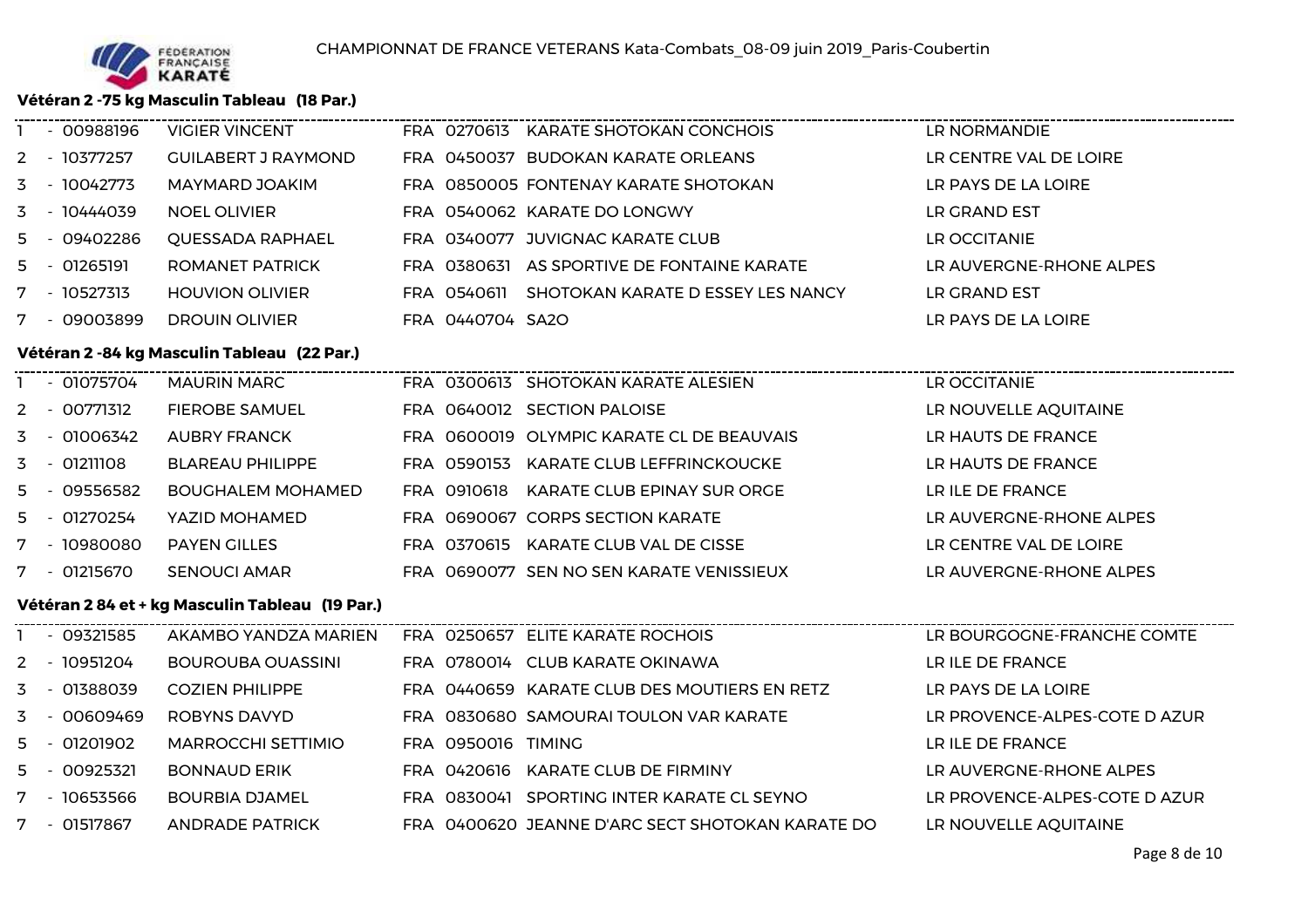CHAMPIONNAT DE FRANCE VETERANS Kata-Combats_08-09 juin 2019_Paris-Coubertin

**Vétéran 2 -75 kg Masculin Tableau (18 Par.)**

| | | | | | | |
|---|---|---|---|---|---|---|
| 1 | - 00988196 | VIGIER VINCENT | FRA | 0270613 | KARATE SHOTOKAN CONCHOIS | LR NORMANDIE |
| 2 | - 10377257 | GUILABERT J RAYMOND | FRA | 0450037 | BUDOKAN KARATE ORLEANS | LR CENTRE VAL DE LOIRE |
| 3 | - 10042773 | MAYMARD JOAKIM | FRA | 0850005 | FONTENAY KARATE SHOTOKAN | LR PAYS DE LA LOIRE |
| 3 | - 10444039 | NOEL OLIVIER | FRA | 0540062 | KARATE DO LONGWY | LR GRAND EST |
| 5 | - 09402286 | QUESSADA RAPHAEL | FRA | 0340077 | JUVIGNAC KARATE CLUB | LR OCCITANIE |
| 5 | - 01265191 | ROMANET PATRICK | FRA | 0380631 | AS SPORTIVE DE FONTAINE KARATE | LR AUVERGNE-RHONE ALPES |
| 7 | - 10527313 | HOUVION OLIVIER | FRA | 0540611 | SHOTOKAN KARATE D ESSEY LES NANCY | LR GRAND EST |
| 7 | - 09003899 | DROUIN OLIVIER | FRA | 0440704 | SA2O | LR PAYS DE LA LOIRE |

**Vétéran 2 -84 kg Masculin Tableau (22 Par.)**

| | | | | | | |
|---|---|---|---|---|---|---|
| 1 | - 01075704 | MAURIN MARC | FRA | 0300613 | SHOTOKAN KARATE ALESIEN | LR OCCITANIE |
| 2 | - 00771312 | FIEROBE SAMUEL | FRA | 0640012 | SECTION PALOISE | LR NOUVELLE AQUITAINE |
| 3 | - 01006342 | AUBRY FRANCK | FRA | 0600019 | OLYMPIC KARATE CL DE BEAUVAIS | LR HAUTS DE FRANCE |
| 3 | - 01211108 | BLAREAU PHILIPPE | FRA | 0590153 | KARATE CLUB LEFFRINCKOUCKE | LR HAUTS DE FRANCE |
| 5 | - 09556582 | BOUGHALEM MOHAMED | FRA | 0910618 | KARATE CLUB EPINAY SUR ORGE | LR ILE DE FRANCE |
| 5 | - 01270254 | YAZID MOHAMED | FRA | 0690067 | CORPS SECTION KARATE | LR AUVERGNE-RHONE ALPES |
| 7 | - 10980080 | PAYEN GILLES | FRA | 0370615 | KARATE CLUB VAL DE CISSE | LR CENTRE VAL DE LOIRE |
| 7 | - 01215670 | SENOUCI AMAR | FRA | 0690077 | SEN NO SEN KARATE VENISSIEUX | LR AUVERGNE-RHONE ALPES |

**Vétéran 2 84 et + kg Masculin Tableau (19 Par.)**

| | | | | | | |
|---|---|---|---|---|---|---|
| 1 | - 09321585 | AKAMBO YANDZA MARIEN | FRA | 0250657 | ELITE KARATE ROCHOIS | LR BOURGOGNE-FRANCHE COMTE |
| 2 | - 10951204 | BOUROUBA OUASSINI | FRA | 0780014 | CLUB KARATE OKINAWA | LR ILE DE FRANCE |
| 3 | - 01388039 | COZIEN PHILIPPE | FRA | 0440659 | KARATE CLUB DES MOUTIERS EN RETZ | LR PAYS DE LA LOIRE |
| 3 | - 00609469 | ROBYNS DAVYD | FRA | 0830680 | SAMOURAI TOULON VAR KARATE | LR PROVENCE-ALPES-COTE D AZUR |
| 5 | - 01201902 | MARROCCHI SETTIMIO | FRA | 0950016 | TIMING | LR ILE DE FRANCE |
| 5 | - 00925321 | BONNAUD ERIK | FRA | 0420616 | KARATE CLUB DE FIRMINY | LR AUVERGNE-RHONE ALPES |
| 7 | - 10653566 | BOURBIA DJAMEL | FRA | 0830041 | SPORTING INTER KARATE CL SEYNO | LR PROVENCE-ALPES-COTE D AZUR |
| 7 | - 01517867 | ANDRADE PATRICK | FRA | 0400620 | JEANNE D'ARC SECT SHOTOKAN KARATE DO | LR NOUVELLE AQUITAINE |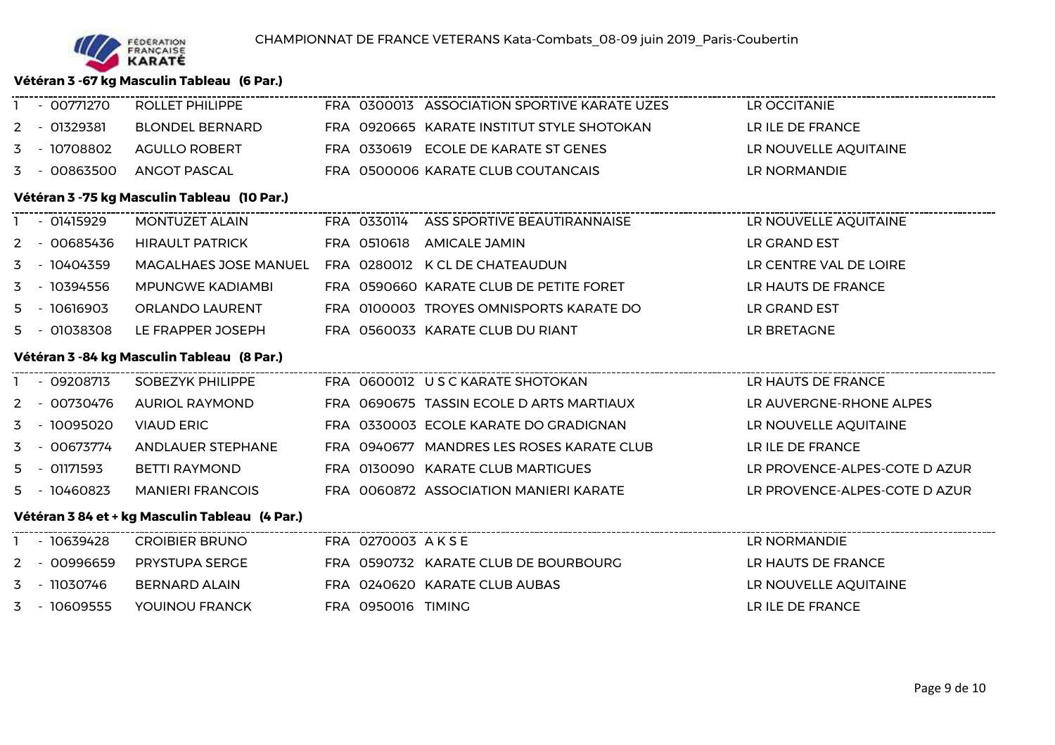CHAMPIONNAT DE FRANCE VETERANS Kata-Combats_08-09 juin 2019_Paris-Coubertin

### Vétéran 3 -67 kg Masculin Tableau (6 Par.)

| | | | | | | |
|---|---|---|---|---|---|---|
| 1 | - 00771270 | ROLLET PHILIPPE | FRA | 0300013 | ASSOCIATION SPORTIVE KARATE UZES | LR OCCITANIE |
| 2 | - 01329381 | BLONDEL BERNARD | FRA | 0920665 | KARATE INSTITUT STYLE SHOTOKAN | LR ILE DE FRANCE |
| 3 | - 10708802 | AGULLO ROBERT | FRA | 0330619 | ECOLE DE KARATE ST GENES | LR NOUVELLE AQUITAINE |
| 3 | - 00863500 | ANGOT PASCAL | FRA | 0500006 | KARATE CLUB COUTANCAIS | LR NORMANDIE |

### Vétéran 3 -75 kg Masculin Tableau (10 Par.)

| | | | | | | |
|---|---|---|---|---|---|---|
| 1 | - 01415929 | MONTUZET ALAIN | FRA | 0330114 | ASS SPORTIVE BEAUTIRANNAISE | LR NOUVELLE AQUITAINE |
| 2 | - 00685436 | HIRAULT PATRICK | FRA | 0510618 | AMICALE JAMIN | LR GRAND EST |
| 3 | - 10404359 | MAGALHAES JOSE MANUEL | FRA | 0280012 | K CL DE CHATEAUDUN | LR CENTRE VAL DE LOIRE |
| 3 | - 10394556 | MPUNGWE KADIAMBI | FRA | 0590660 | KARATE CLUB DE PETITE FORET | LR HAUTS DE FRANCE |
| 5 | - 10616903 | ORLANDO LAURENT | FRA | 0100003 | TROYES OMNISPORTS KARATE DO | LR GRAND EST |
| 5 | - 01038308 | LE FRAPPER JOSEPH | FRA | 0560033 | KARATE CLUB DU RIANT | LR BRETAGNE |

### Vétéran 3 -84 kg Masculin Tableau (8 Par.)

| | | | | | | |
|---|---|---|---|---|---|---|
| 1 | - 09208713 | SOBEZYK PHILIPPE | FRA | 0600012 | U S C KARATE SHOTOKAN | LR HAUTS DE FRANCE |
| 2 | - 00730476 | AURIOL RAYMOND | FRA | 0690675 | TASSIN ECOLE D ARTS MARTIAUX | LR AUVERGNE-RHONE ALPES |
| 3 | - 10095020 | VIAUD ERIC | FRA | 0330003 | ECOLE KARATE DO GRADIGNAN | LR NOUVELLE AQUITAINE |
| 3 | - 00673774 | ANDLAUER STEPHANE | FRA | 0940677 | MANDRES LES ROSES KARATE CLUB | LR ILE DE FRANCE |
| 5 | - 01171593 | BETTI RAYMOND | FRA | 0130090 | KARATE CLUB MARTIGUES | LR PROVENCE-ALPES-COTE D AZUR |
| 5 | - 10460823 | MANIERI FRANCOIS | FRA | 0060872 | ASSOCIATION MANIERI KARATE | LR PROVENCE-ALPES-COTE D AZUR |

### Vétéran 3 84 et + kg Masculin Tableau (4 Par.)

| | | | | | | |
|---|---|---|---|---|---|---|
| 1 | - 10639428 | CROIBIER BRUNO | FRA | 0270003 | A K S E | LR NORMANDIE |
| 2 | - 00996659 | PRYSTUPA SERGE | FRA | 0590732 | KARATE CLUB DE BOURBOURG | LR HAUTS DE FRANCE |
| 3 | - 11030746 | BERNARD ALAIN | FRA | 0240620 | KARATE CLUB AUBAS | LR NOUVELLE AQUITAINE |
| 3 | - 10609555 | YOUINOU FRANCK | FRA | 0950016 | TIMING | LR ILE DE FRANCE |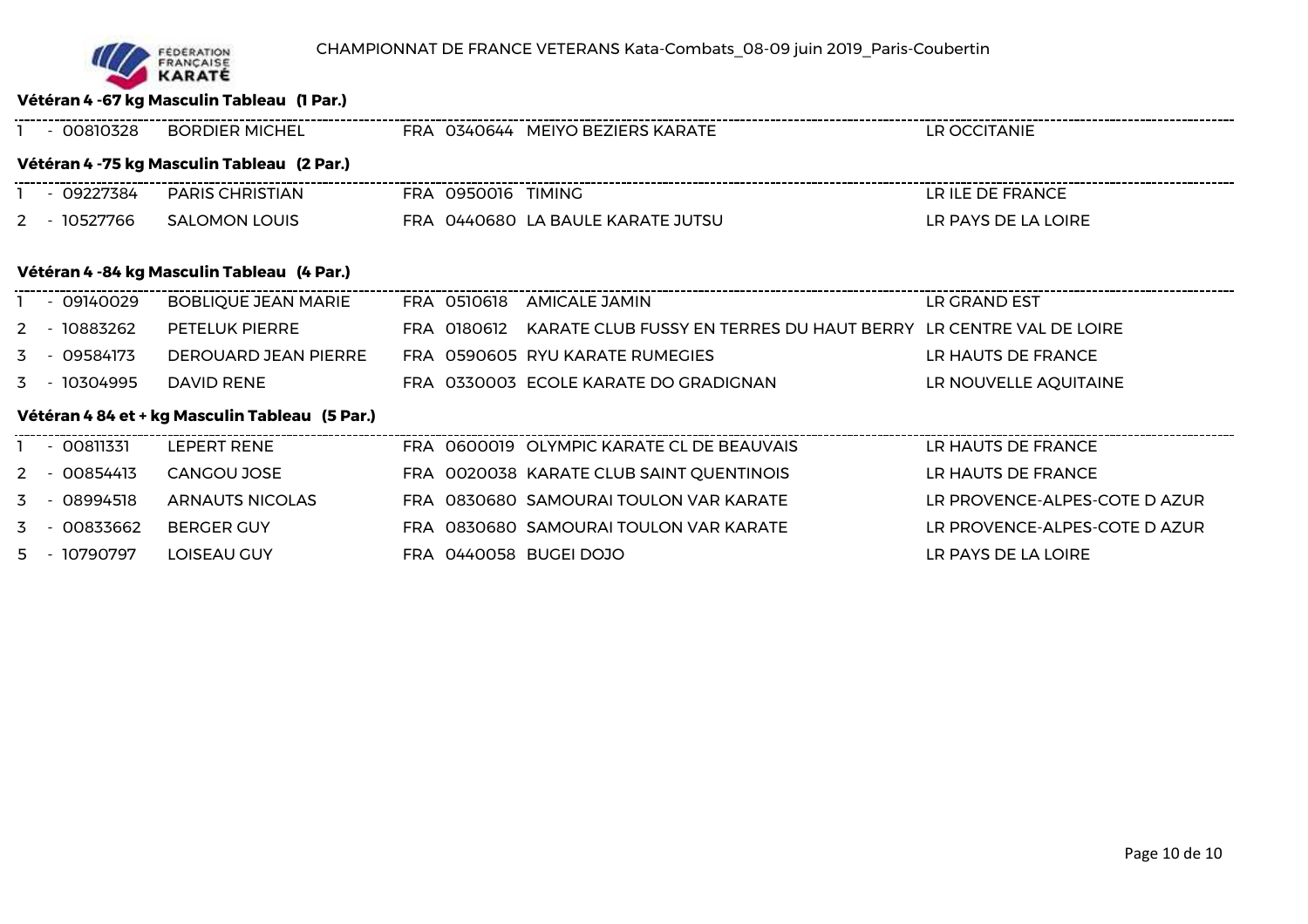#### Vétéran 4 -67 kg Masculin Tableau (1 Par.)

| | | | | | | |
|---|---|---|---|---|---|---|
| 1 | - 00810328 | BORDIER MICHEL | FRA | 0340644 | MEIYO BEZIERS KARATE | LR OCCITANIE |

#### Vétéran 4 -75 kg Masculin Tableau (2 Par.)

| | | | | | | |
|---|---|---|---|---|---|---|
| 1 | - 09227384 | PARIS CHRISTIAN | FRA | 0950016 | TIMING | LR ILE DE FRANCE |
| 2 | - 10527766 | SALOMON LOUIS | FRA | 0440680 | LA BAULE KARATE JUTSU | LR PAYS DE LA LOIRE |

#### Vétéran 4 -84 kg Masculin Tableau (4 Par.)

| | | | | | | |
|---|---|---|---|---|---|---|
| 1 | - 09140029 | BOBLIQUE JEAN MARIE | FRA | 0510618 | AMICALE JAMIN | LR GRAND EST |
| 2 | - 10883262 | PETELUK PIERRE | FRA | 0180612 | KARATE CLUB FUSSY EN TERRES DU HAUT BERRY | LR CENTRE VAL DE LOIRE |
| 3 | - 09584173 | DEROUARD JEAN PIERRE | FRA | 0590605 | RYU KARATE RUMEGIES | LR HAUTS DE FRANCE |
| 3 | - 10304995 | DAVID RENE | FRA | 0330003 | ECOLE KARATE DO GRADIGNAN | LR NOUVELLE AQUITAINE |

#### Vétéran 4 84 et + kg Masculin Tableau (5 Par.)

| | | | | | | |
|---|---|---|---|---|---|---|
| 1 | - 00811331 | LEPERT RENE | FRA | 0600019 | OLYMPIC KARATE CL DE BEAUVAIS | LR HAUTS DE FRANCE |
| 2 | - 00854413 | CANGOU JOSE | FRA | 0020038 | KARATE CLUB SAINT QUENTINOIS | LR HAUTS DE FRANCE |
| 3 | - 08994518 | ARNAUTS NICOLAS | FRA | 0830680 | SAMOURAI TOULON VAR KARATE | LR PROVENCE-ALPES-COTE D AZUR |
| 3 | - 00833662 | BERGER GUY | FRA | 0830680 | SAMOURAI TOULON VAR KARATE | LR PROVENCE-ALPES-COTE D AZUR |
| 5 | - 10790797 | LOISEAU GUY | FRA | 0440058 | BUGEI DOJO | LR PAYS DE LA LOIRE |